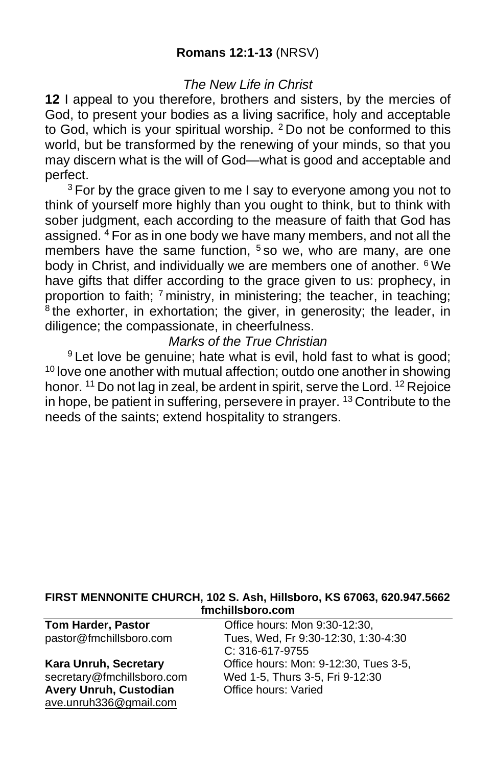**Romans 12:1-13** (NRSV)

*The New Life in Christ*

**12** I appeal to you therefore, brothers and sisters, by the mercies of God, to present your bodies as a living sacrifice, holy and acceptable to God, which is your spiritual worship. [2] Do not be conformed to this world, but be transformed by the renewing of your minds, so that you may discern what is the will of God—what is good and acceptable and perfect.

[3] For by the grace given to me I say to everyone among you not to think of yourself more highly than you ought to think, but to think with sober judgment, each according to the measure of faith that God has assigned. [4] For as in one body we have many members, and not all the members have the same function, [5] so we, who are many, are one body in Christ, and individually we are members one of another. [6] We have gifts that differ according to the grace given to us: prophecy, in proportion to faith; [7] ministry, in ministering; the teacher, in teaching; [8] the exhorter, in exhortation; the giver, in generosity; the leader, in diligence; the compassionate, in cheerfulness.

*Marks of the True Christian*

[9] Let love be genuine; hate what is evil, hold fast to what is good; [10] love one another with mutual affection; outdo one another in showing honor. [11] Do not lag in zeal, be ardent in spirit, serve the Lord. [12] Rejoice in hope, be patient in suffering, persevere in prayer. [13] Contribute to the needs of the saints; extend hospitality to strangers.

**FIRST MENNONITE CHURCH, 102 S. Ash, Hillsboro, KS 67063, 620.947.5662**
**fmchillsboro.com**

**Tom Harder, Pastor**
pastor@fmchillsboro.com
Office hours: Mon 9:30-12:30, Tues, Wed, Fr 9:30-12:30, 1:30-4:30
C: 316-617-9755

**Kara Unruh, Secretary**
secretary@fmchillsboro.com
Office hours: Mon: 9-12:30, Tues 3-5, Wed 1-5, Thurs 3-5, Fri 9-12:30

**Avery Unruh, Custodian**
ave.unruh336@gmail.com
Office hours: Varied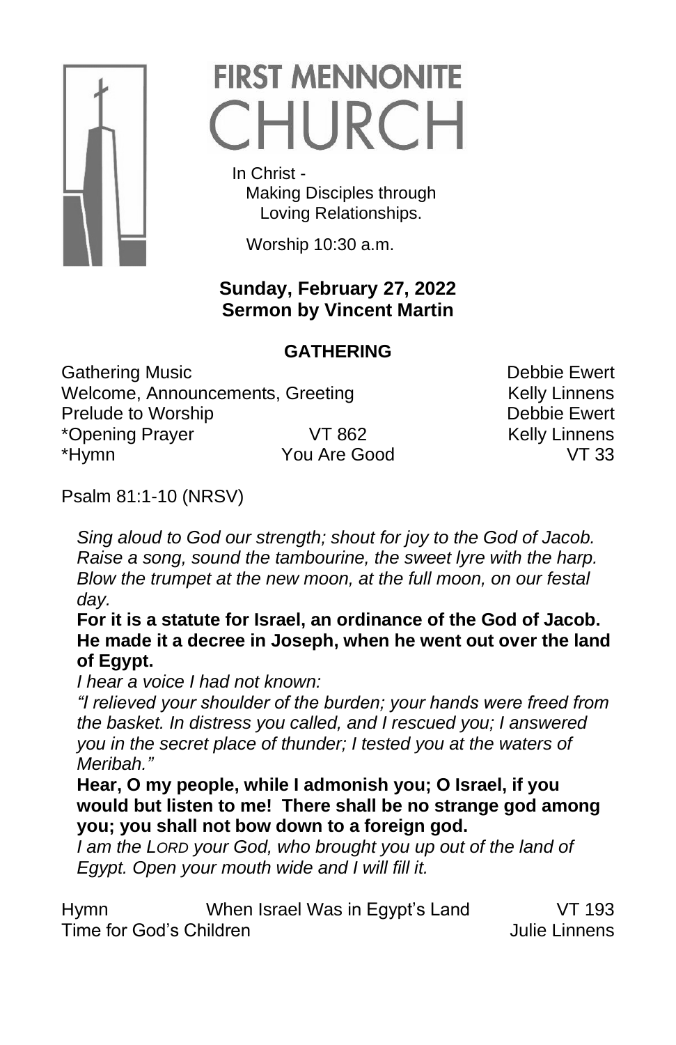# FIRST MENNONITE CHURCH

In Christ -
Making Disciples through
Loving Relationships.

Worship 10:30 a.m.

**Sunday, February 27, 2022**
**Sermon by Vincent Martin**

## GATHERING

| | | |
|---|---|---|
| Gathering Music | | Debbie Ewert |
| Welcome, Announcements, Greeting | | Kelly Linnens |
| Prelude to Worship | | Debbie Ewert |
| *Opening Prayer | VT 862 | Kelly Linnens |
| *Hymn | You Are Good | VT 33 |

Psalm 81:1-10 (NRSV)

*Sing aloud to God our strength; shout for joy to the God of Jacob. Raise a song, sound the tambourine, the sweet lyre with the harp. Blow the trumpet at the new moon, at the full moon, on our festal day.*

**For it is a statute for Israel, an ordinance of the God of Jacob. He made it a decree in Joseph, when he went out over the land of Egypt.**

*I hear a voice I had not known:*
*"I relieved your shoulder of the burden; your hands were freed from the basket. In distress you called, and I rescued you; I answered you in the secret place of thunder; I tested you at the waters of Meribah."*

**Hear, O my people, while I admonish you; O Israel, if you would but listen to me! There shall be no strange god among you; you shall not bow down to a foreign god.**

*I am the LORD your God, who brought you up out of the land of Egypt. Open your mouth wide and I will fill it.*

| | | |
|---|---|---|
| Hymn | When Israel Was in Egypt's Land | VT 193 |
| Time for God's Children | | Julie Linnens |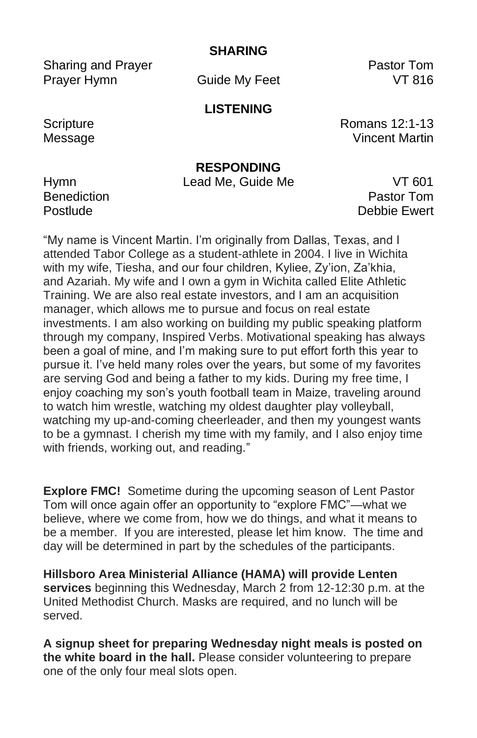## SHARING

| | | |
|---|---|---|
| Sharing and Prayer | | Pastor Tom |
| Prayer Hymn | Guide My Feet | VT 816 |

## LISTENING

| | | |
|---|---|---|
| Scripture | | Romans 12:1-13 |
| Message | | Vincent Martin |

## RESPONDING

| | | |
|---|---|---|
| Hymn | Lead Me, Guide Me | VT 601 |
| Benediction | | Pastor Tom |
| Postlude | | Debbie Ewert |

"My name is Vincent Martin. I'm originally from Dallas, Texas, and I attended Tabor College as a student-athlete in 2004. I live in Wichita with my wife, Tiesha, and our four children, Kyliee, Zy'ion, Za'khia, and Azariah. My wife and I own a gym in Wichita called Elite Athletic Training. We are also real estate investors, and I am an acquisition manager, which allows me to pursue and focus on real estate investments. I am also working on building my public speaking platform through my company, Inspired Verbs. Motivational speaking has always been a goal of mine, and I'm making sure to put effort forth this year to pursue it. I've held many roles over the years, but some of my favorites are serving God and being a father to my kids. During my free time, I enjoy coaching my son's youth football team in Maize, traveling around to watch him wrestle, watching my oldest daughter play volleyball, watching my up-and-coming cheerleader, and then my youngest wants to be a gymnast. I cherish my time with my family, and I also enjoy time with friends, working out, and reading."

**Explore FMC!** Sometime during the upcoming season of Lent Pastor Tom will once again offer an opportunity to "explore FMC"—what we believe, where we come from, how we do things, and what it means to be a member. If you are interested, please let him know. The time and day will be determined in part by the schedules of the participants.

**Hillsboro Area Ministerial Alliance (HAMA) will provide Lenten services** beginning this Wednesday, March 2 from 12-12:30 p.m. at the United Methodist Church. Masks are required, and no lunch will be served.

**A signup sheet for preparing Wednesday night meals is posted on the white board in the hall.** Please consider volunteering to prepare one of the only four meal slots open.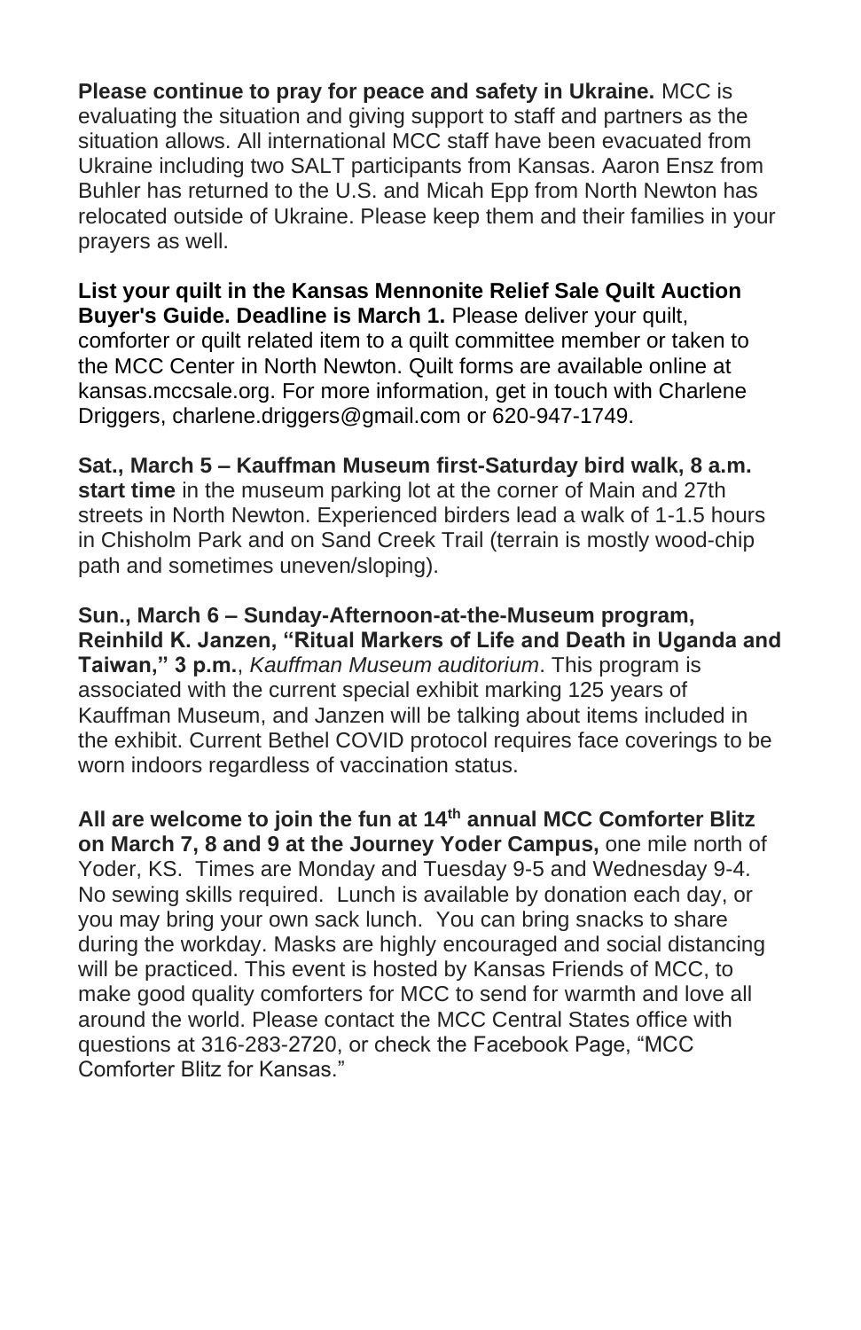**Please continue to pray for peace and safety in Ukraine.** MCC is evaluating the situation and giving support to staff and partners as the situation allows. All international MCC staff have been evacuated from Ukraine including two SALT participants from Kansas. Aaron Ensz from Buhler has returned to the U.S. and Micah Epp from North Newton has relocated outside of Ukraine. Please keep them and their families in your prayers as well.

**List your quilt in the Kansas Mennonite Relief Sale Quilt Auction Buyer's Guide. Deadline is March 1.** Please deliver your quilt, comforter or quilt related item to a quilt committee member or taken to the MCC Center in North Newton. Quilt forms are available online at kansas.mccsale.org. For more information, get in touch with Charlene Driggers, charlene.driggers@gmail.com or 620-947-1749.

**Sat., March 5 – Kauffman Museum first-Saturday bird walk, 8 a.m. start time** in the museum parking lot at the corner of Main and 27th streets in North Newton. Experienced birders lead a walk of 1-1.5 hours in Chisholm Park and on Sand Creek Trail (terrain is mostly wood-chip path and sometimes uneven/sloping).

**Sun., March 6 – Sunday-Afternoon-at-the-Museum program, Reinhild K. Janzen, "Ritual Markers of Life and Death in Uganda and Taiwan," 3 p.m.**, *Kauffman Museum auditorium*. This program is associated with the current special exhibit marking 125 years of Kauffman Museum, and Janzen will be talking about items included in the exhibit. Current Bethel COVID protocol requires face coverings to be worn indoors regardless of vaccination status.

**All are welcome to join the fun at 14th annual MCC Comforter Blitz on March 7, 8 and 9 at the Journey Yoder Campus,** one mile north of Yoder, KS. Times are Monday and Tuesday 9-5 and Wednesday 9-4. No sewing skills required. Lunch is available by donation each day, or you may bring your own sack lunch. You can bring snacks to share during the workday. Masks are highly encouraged and social distancing will be practiced. This event is hosted by Kansas Friends of MCC, to make good quality comforters for MCC to send for warmth and love all around the world. Please contact the MCC Central States office with questions at 316-283-2720, or check the Facebook Page, "MCC Comforter Blitz for Kansas."